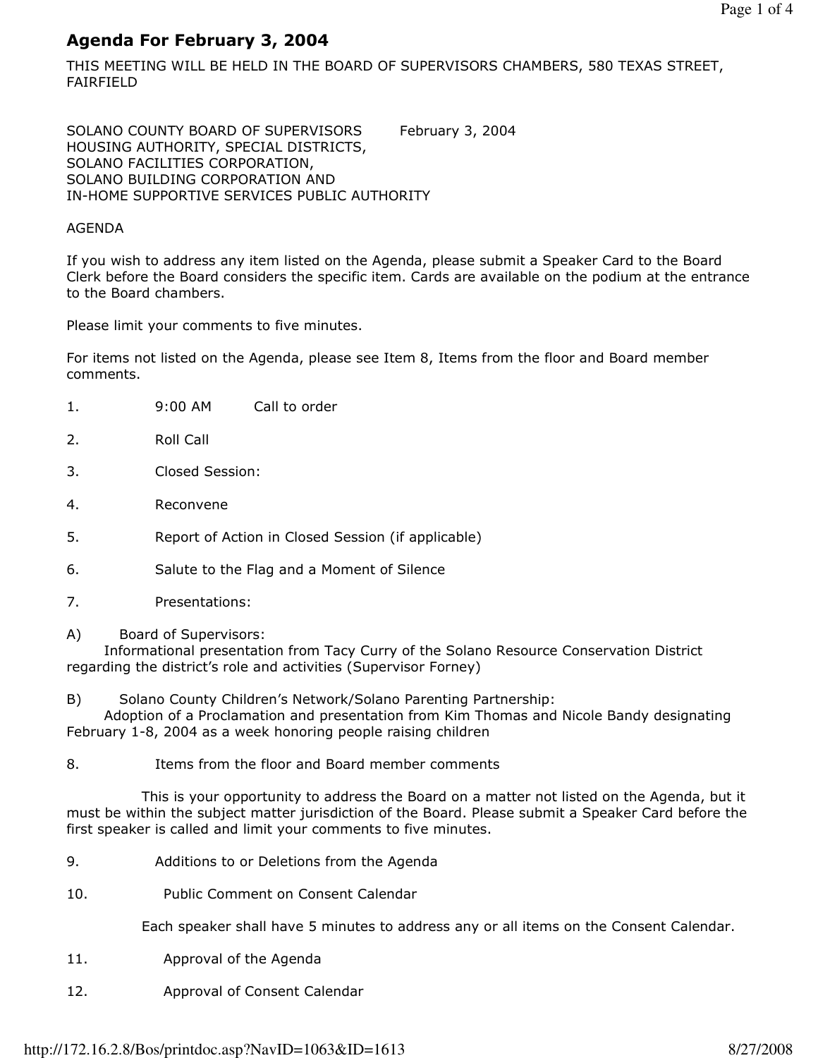# Agenda For February 3, 2004

THIS MEETING WILL BE HELD IN THE BOARD OF SUPERVISORS CHAMBERS, 580 TEXAS STREET, FAIRFIELD

SOLANO COUNTY BOARD OF SUPERVISORS February 3, 2004
HOUSING AUTHORITY, SPECIAL DISTRICTS,
SOLANO FACILITIES CORPORATION,
SOLANO BUILDING CORPORATION AND
IN-HOME SUPPORTIVE SERVICES PUBLIC AUTHORITY

AGENDA

If you wish to address any item listed on the Agenda, please submit a Speaker Card to the Board Clerk before the Board considers the specific item. Cards are available on the podium at the entrance to the Board chambers.

Please limit your comments to five minutes.

For items not listed on the Agenda, please see Item 8, Items from the floor and Board member comments.

1. 9:00 AM Call to order

2. Roll Call

3. Closed Session:

4. Reconvene

5. Report of Action in Closed Session (if applicable)

6. Salute to the Flag and a Moment of Silence

7. Presentations:

A) Board of Supervisors:
Informational presentation from Tacy Curry of the Solano Resource Conservation District regarding the district's role and activities (Supervisor Forney)

B) Solano County Children's Network/Solano Parenting Partnership:
Adoption of a Proclamation and presentation from Kim Thomas and Nicole Bandy designating February 1-8, 2004 as a week honoring people raising children

8. Items from the floor and Board member comments

This is your opportunity to address the Board on a matter not listed on the Agenda, but it must be within the subject matter jurisdiction of the Board. Please submit a Speaker Card before the first speaker is called and limit your comments to five minutes.

9. Additions to or Deletions from the Agenda

10. Public Comment on Consent Calendar

Each speaker shall have 5 minutes to address any or all items on the Consent Calendar.

11. Approval of the Agenda

12. Approval of Consent Calendar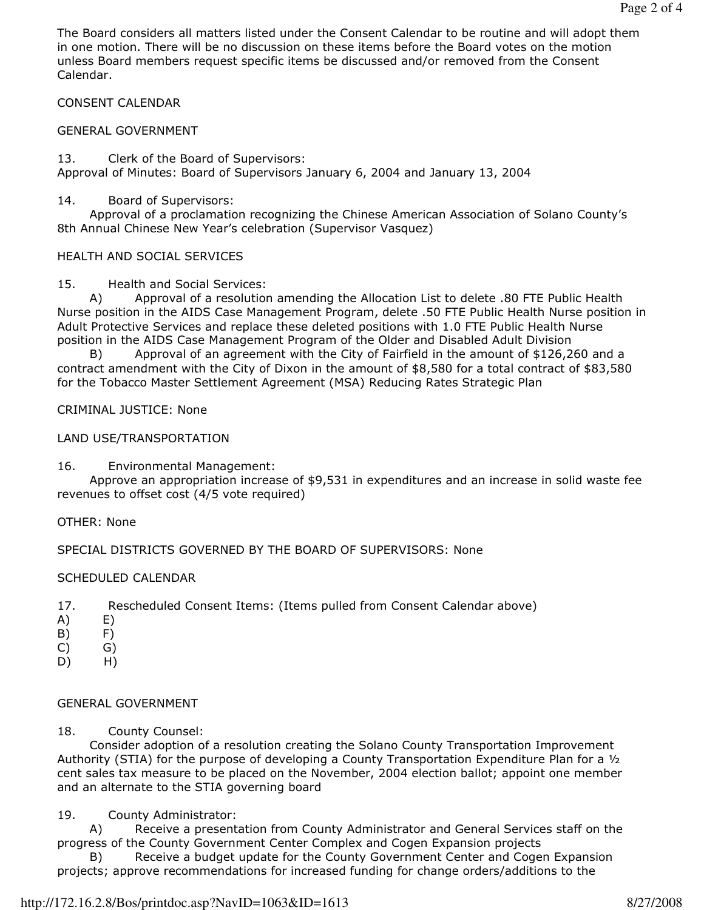The Board considers all matters listed under the Consent Calendar to be routine and will adopt them in one motion. There will be no discussion on these items before the Board votes on the motion unless Board members request specific items be discussed and/or removed from the Consent Calendar.

CONSENT CALENDAR

GENERAL GOVERNMENT

13. Clerk of the Board of Supervisors:
Approval of Minutes: Board of Supervisors January 6, 2004 and January 13, 2004

14. Board of Supervisors:
Approval of a proclamation recognizing the Chinese American Association of Solano County's 8th Annual Chinese New Year's celebration (Supervisor Vasquez)

HEALTH AND SOCIAL SERVICES

15. Health and Social Services:
A) Approval of a resolution amending the Allocation List to delete .80 FTE Public Health Nurse position in the AIDS Case Management Program, delete .50 FTE Public Health Nurse position in Adult Protective Services and replace these deleted positions with 1.0 FTE Public Health Nurse position in the AIDS Case Management Program of the Older and Disabled Adult Division
B) Approval of an agreement with the City of Fairfield in the amount of $126,260 and a contract amendment with the City of Dixon in the amount of $8,580 for a total contract of $83,580 for the Tobacco Master Settlement Agreement (MSA) Reducing Rates Strategic Plan

CRIMINAL JUSTICE: None

LAND USE/TRANSPORTATION

16. Environmental Management:
Approve an appropriation increase of $9,531 in expenditures and an increase in solid waste fee revenues to offset cost (4/5 vote required)

OTHER: None

SPECIAL DISTRICTS GOVERNED BY THE BOARD OF SUPERVISORS: None

SCHEDULED CALENDAR

17. Rescheduled Consent Items: (Items pulled from Consent Calendar above)

A) E)
B) F)
C) G)
D) H)

GENERAL GOVERNMENT

18. County Counsel:
Consider adoption of a resolution creating the Solano County Transportation Improvement Authority (STIA) for the purpose of developing a County Transportation Expenditure Plan for a ½ cent sales tax measure to be placed on the November, 2004 election ballot; appoint one member and an alternate to the STIA governing board

19. County Administrator:
A) Receive a presentation from County Administrator and General Services staff on the progress of the County Government Center Complex and Cogen Expansion projects
B) Receive a budget update for the County Government Center and Cogen Expansion projects; approve recommendations for increased funding for change orders/additions to the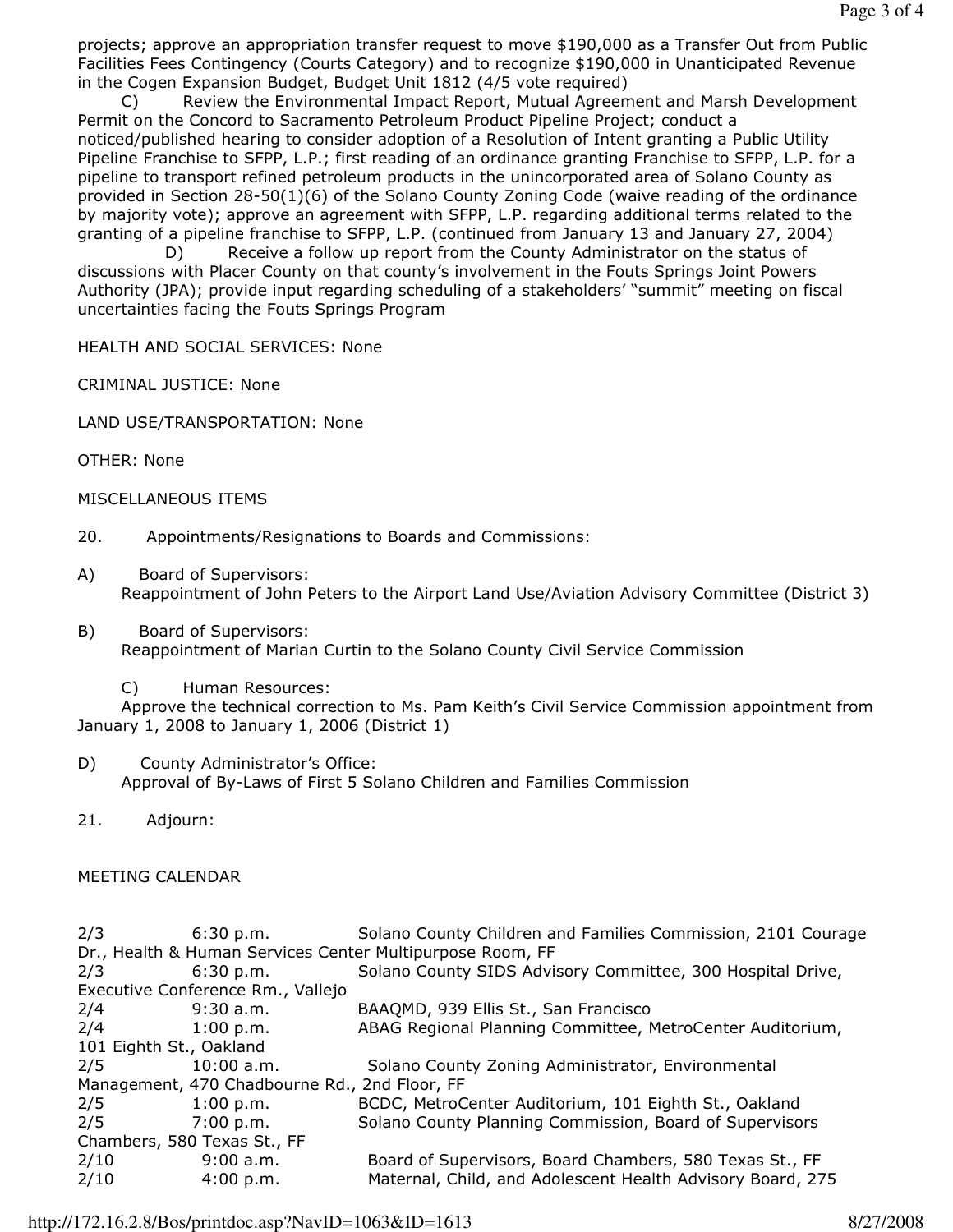projects; approve an appropriation transfer request to move $190,000 as a Transfer Out from Public Facilities Fees Contingency (Courts Category) and to recognize $190,000 in Unanticipated Revenue in the Cogen Expansion Budget, Budget Unit 1812 (4/5 vote required)

C) Review the Environmental Impact Report, Mutual Agreement and Marsh Development Permit on the Concord to Sacramento Petroleum Product Pipeline Project; conduct a noticed/published hearing to consider adoption of a Resolution of Intent granting a Public Utility Pipeline Franchise to SFPP, L.P.; first reading of an ordinance granting Franchise to SFPP, L.P. for a pipeline to transport refined petroleum products in the unincorporated area of Solano County as provided in Section 28-50(1)(6) of the Solano County Zoning Code (waive reading of the ordinance by majority vote); approve an agreement with SFPP, L.P. regarding additional terms related to the granting of a pipeline franchise to SFPP, L.P. (continued from January 13 and January 27, 2004)

D) Receive a follow up report from the County Administrator on the status of discussions with Placer County on that county's involvement in the Fouts Springs Joint Powers Authority (JPA); provide input regarding scheduling of a stakeholders' "summit" meeting on fiscal uncertainties facing the Fouts Springs Program

HEALTH AND SOCIAL SERVICES: None

CRIMINAL JUSTICE: None

LAND USE/TRANSPORTATION: None

OTHER: None

MISCELLANEOUS ITEMS

20. Appointments/Resignations to Boards and Commissions:

A) Board of Supervisors:
Reappointment of John Peters to the Airport Land Use/Aviation Advisory Committee (District 3)

B) Board of Supervisors:
Reappointment of Marian Curtin to the Solano County Civil Service Commission

C) Human Resources:
Approve the technical correction to Ms. Pam Keith's Civil Service Commission appointment from January 1, 2008 to January 1, 2006 (District 1)

D) County Administrator's Office:
Approval of By-Laws of First 5 Solano Children and Families Commission

21. Adjourn:

MEETING CALENDAR

2/3 6:30 p.m. Solano County Children and Families Commission, 2101 Courage Dr., Health & Human Services Center Multipurpose Room, FF
2/3 6:30 p.m. Solano County SIDS Advisory Committee, 300 Hospital Drive, Executive Conference Rm., Vallejo
2/4 9:30 a.m. BAAQMD, 939 Ellis St., San Francisco
2/4 1:00 p.m. ABAG Regional Planning Committee, MetroCenter Auditorium, 101 Eighth St., Oakland
2/5 10:00 a.m. Solano County Zoning Administrator, Environmental Management, 470 Chadbourne Rd., 2nd Floor, FF
2/5 1:00 p.m. BCDC, MetroCenter Auditorium, 101 Eighth St., Oakland
2/5 7:00 p.m. Solano County Planning Commission, Board of Supervisors Chambers, 580 Texas St., FF
2/10 9:00 a.m. Board of Supervisors, Board Chambers, 580 Texas St., FF
2/10 4:00 p.m. Maternal, Child, and Adolescent Health Advisory Board, 275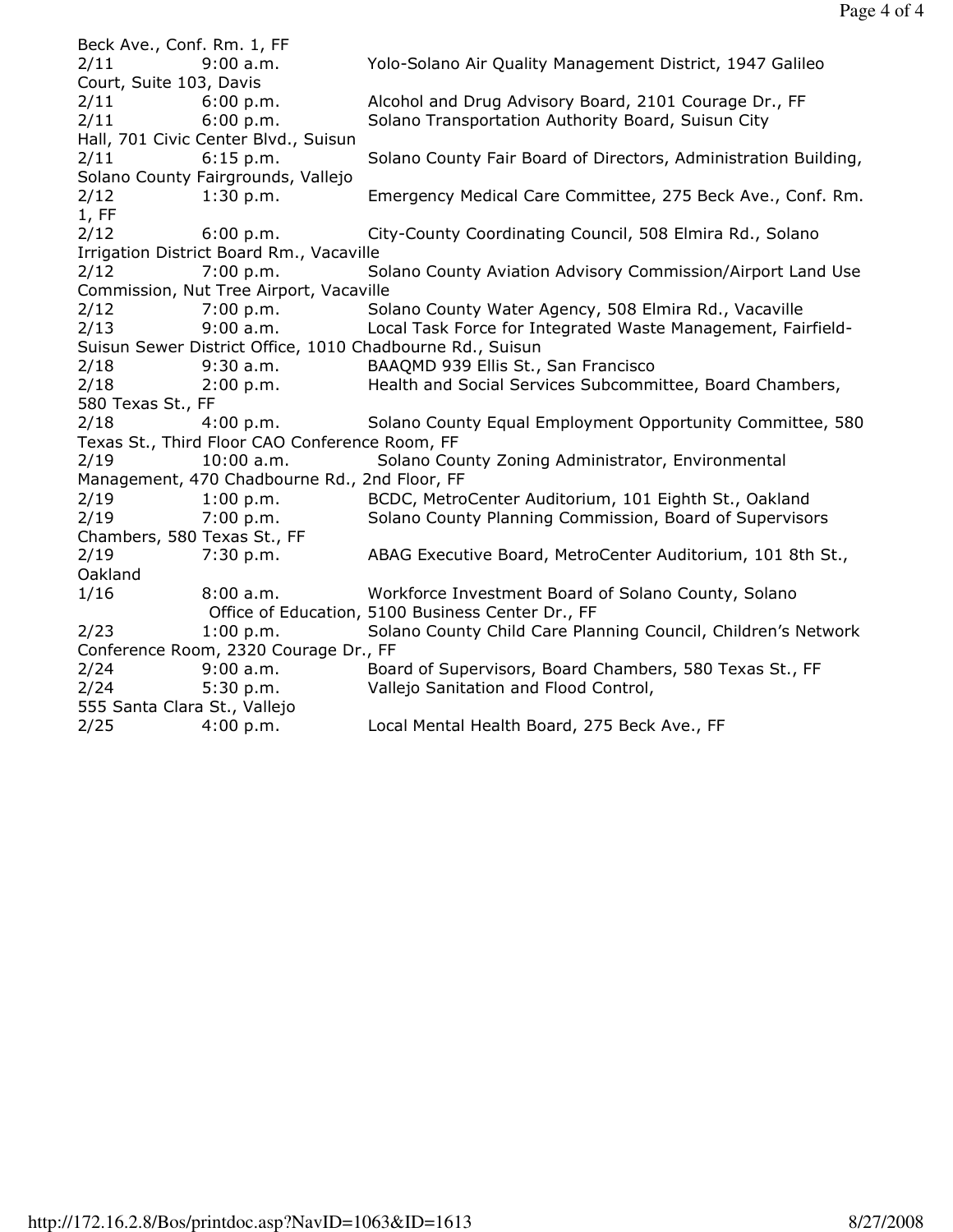Beck Ave., Conf. Rm. 1, FF

2/11 9:00 a.m. Yolo-Solano Air Quality Management District, 1947 Galileo Court, Suite 103, Davis

2/11 6:00 p.m. Alcohol and Drug Advisory Board, 2101 Courage Dr., FF

2/11 6:00 p.m. Solano Transportation Authority Board, Suisun City Hall, 701 Civic Center Blvd., Suisun

2/11 6:15 p.m. Solano County Fair Board of Directors, Administration Building, Solano County Fairgrounds, Vallejo

2/12 1:30 p.m. Emergency Medical Care Committee, 275 Beck Ave., Conf. Rm. 1, FF

2/12 6:00 p.m. City-County Coordinating Council, 508 Elmira Rd., Solano Irrigation District Board Rm., Vacaville

2/12 7:00 p.m. Solano County Aviation Advisory Commission/Airport Land Use Commission, Nut Tree Airport, Vacaville

2/12 7:00 p.m. Solano County Water Agency, 508 Elmira Rd., Vacaville

2/13 9:00 a.m. Local Task Force for Integrated Waste Management, Fairfield-Suisun Sewer District Office, 1010 Chadbourne Rd., Suisun

2/18 9:30 a.m. BAAQMD 939 Ellis St., San Francisco

2/18 2:00 p.m. Health and Social Services Subcommittee, Board Chambers, 580 Texas St., FF

2/18 4:00 p.m. Solano County Equal Employment Opportunity Committee, 580 Texas St., Third Floor CAO Conference Room, FF

2/19 10:00 a.m. Solano County Zoning Administrator, Environmental Management, 470 Chadbourne Rd., 2nd Floor, FF

2/19 1:00 p.m. BCDC, MetroCenter Auditorium, 101 Eighth St., Oakland

2/19 7:00 p.m. Solano County Planning Commission, Board of Supervisors Chambers, 580 Texas St., FF

2/19 7:30 p.m. ABAG Executive Board, MetroCenter Auditorium, 101 8th St., Oakland

1/16 8:00 a.m. Workforce Investment Board of Solano County, Solano Office of Education, 5100 Business Center Dr., FF

2/23 1:00 p.m. Solano County Child Care Planning Council, Children's Network Conference Room, 2320 Courage Dr., FF

2/24 9:00 a.m. Board of Supervisors, Board Chambers, 580 Texas St., FF

2/24 5:30 p.m. Vallejo Sanitation and Flood Control, 555 Santa Clara St., Vallejo

2/25 4:00 p.m. Local Mental Health Board, 275 Beck Ave., FF